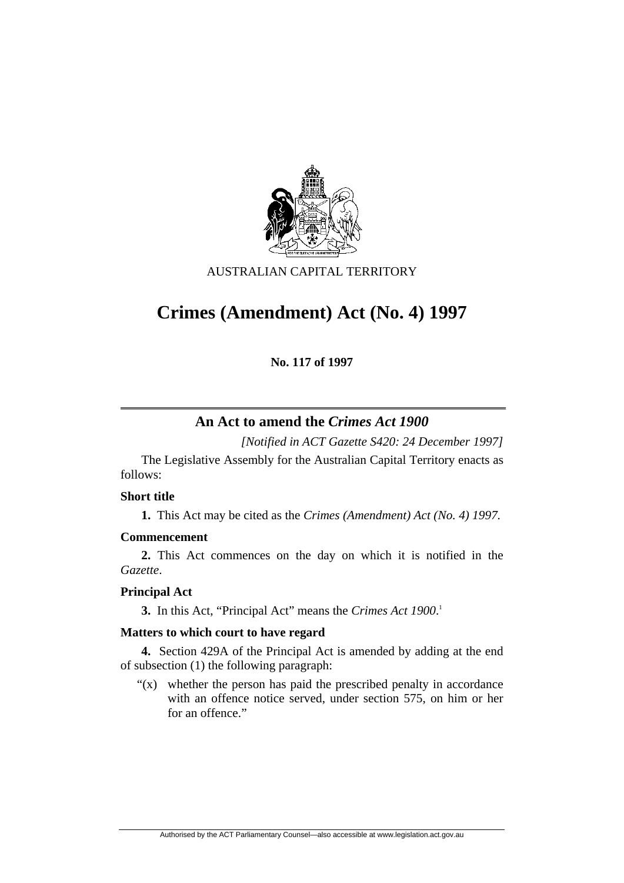AUSTRALIAN CAPITAL TERRITORY

# Crimes (Amendment) Act (No. 4) 1997

**No. 117 of 1997**

## An Act to amend the *Crimes Act 1900*

*[Notified in ACT Gazette S420: 24 December 1997]*

The Legislative Assembly for the Australian Capital Territory enacts as follows:

### Short title

**1.** This Act may be cited as the *Crimes (Amendment) Act (No. 4) 1997*.

### Commencement

**2.** This Act commences on the day on which it is notified in the *Gazette*.

### Principal Act

**3.** In this Act, "Principal Act" means the *Crimes Act 1900*.[1]

### Matters to which court to have regard

**4.** Section 429A of the Principal Act is amended by adding at the end of subsection (1) the following paragraph:

"(x) whether the person has paid the prescribed penalty in accordance with an offence notice served, under section 575, on him or her for an offence."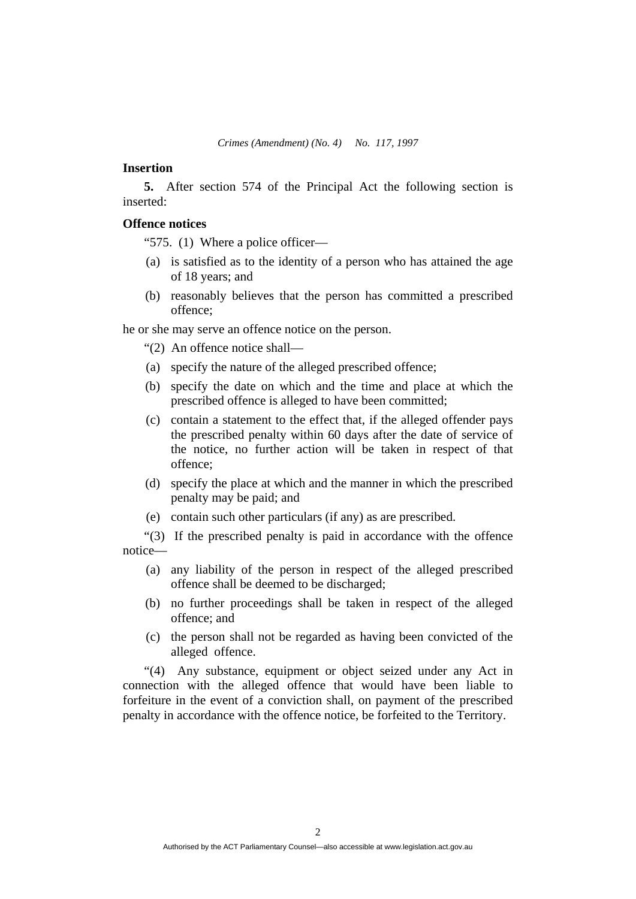### Insertion

**5.** After section 574 of the Principal Act the following section is inserted:

### Offence notices

"575. (1) Where a police officer—

(a) is satisfied as to the identity of a person who has attained the age of 18 years; and

(b) reasonably believes that the person has committed a prescribed offence;

he or she may serve an offence notice on the person.

"(2) An offence notice shall—

(a) specify the nature of the alleged prescribed offence;

(b) specify the date on which and the time and place at which the prescribed offence is alleged to have been committed;

(c) contain a statement to the effect that, if the alleged offender pays the prescribed penalty within 60 days after the date of service of the notice, no further action will be taken in respect of that offence;

(d) specify the place at which and the manner in which the prescribed penalty may be paid; and

(e) contain such other particulars (if any) as are prescribed.

"(3) If the prescribed penalty is paid in accordance with the offence notice—

(a) any liability of the person in respect of the alleged prescribed offence shall be deemed to be discharged;

(b) no further proceedings shall be taken in respect of the alleged offence; and

(c) the person shall not be regarded as having been convicted of the alleged offence.

"(4) Any substance, equipment or object seized under any Act in connection with the alleged offence that would have been liable to forfeiture in the event of a conviction shall, on payment of the prescribed penalty in accordance with the offence notice, be forfeited to the Territory.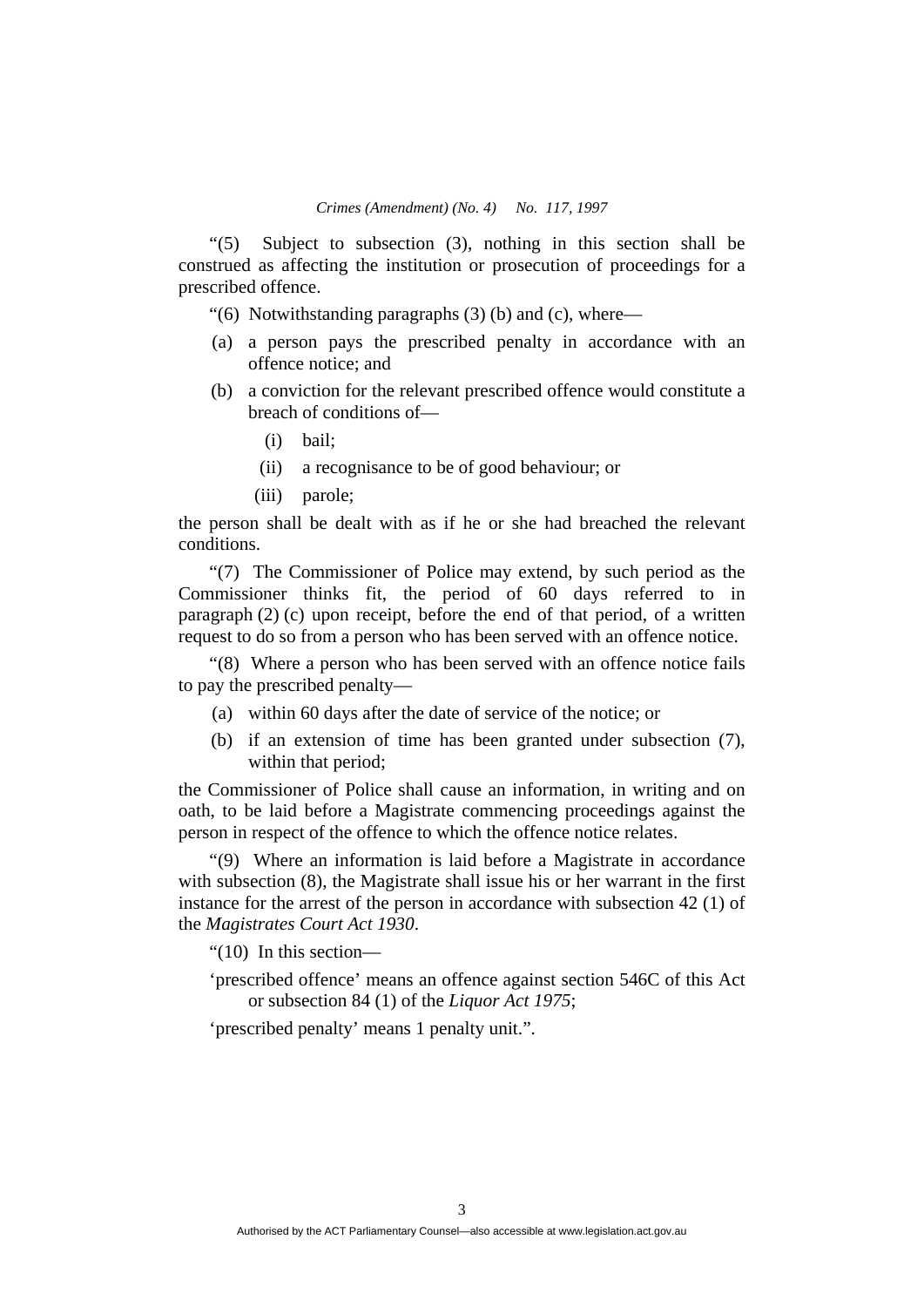"(5) Subject to subsection (3), nothing in this section shall be construed as affecting the institution or prosecution of proceedings for a prescribed offence.

"(6) Notwithstanding paragraphs (3) (b) and (c), where—

(a) a person pays the prescribed penalty in accordance with an offence notice; and

(b) a conviction for the relevant prescribed offence would constitute a breach of conditions of—

(i) bail;

(ii) a recognisance to be of good behaviour; or

(iii) parole;

the person shall be dealt with as if he or she had breached the relevant conditions.

"(7) The Commissioner of Police may extend, by such period as the Commissioner thinks fit, the period of 60 days referred to in paragraph (2) (c) upon receipt, before the end of that period, of a written request to do so from a person who has been served with an offence notice.

"(8) Where a person who has been served with an offence notice fails to pay the prescribed penalty—

(a) within 60 days after the date of service of the notice; or

(b) if an extension of time has been granted under subsection (7), within that period;

the Commissioner of Police shall cause an information, in writing and on oath, to be laid before a Magistrate commencing proceedings against the person in respect of the offence to which the offence notice relates.

"(9) Where an information is laid before a Magistrate in accordance with subsection (8), the Magistrate shall issue his or her warrant in the first instance for the arrest of the person in accordance with subsection 42 (1) of the *Magistrates Court Act 1930*.

"(10) In this section—

'prescribed offence' means an offence against section 546C of this Act or subsection 84 (1) of the *Liquor Act 1975*;

'prescribed penalty' means 1 penalty unit.".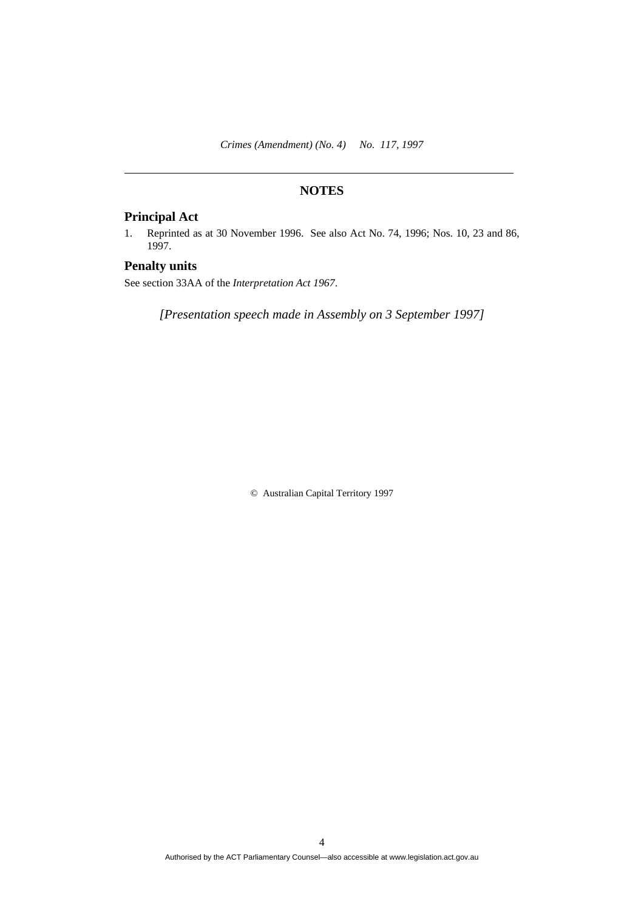## NOTES

### Principal Act

1. Reprinted as at 30 November 1996. See also Act No. 74, 1996; Nos. 10, 23 and 86, 1997.

### Penalty units

See section 33AA of the *Interpretation Act 1967*.

*[Presentation speech made in Assembly on 3 September 1997]*

© Australian Capital Territory 1997